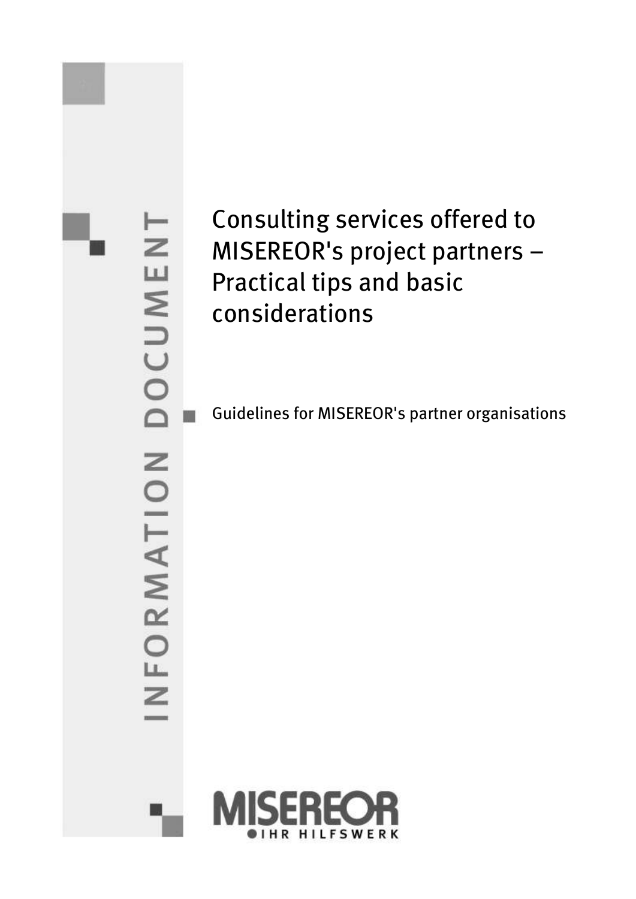INFORMATION DOCUMENT

# Consulting services offered to MISEREOR's project partners – Practical tips and basic considerations

Guidelines for MISEREOR's partner organisations

MISEREOR
IHR HILFSWERK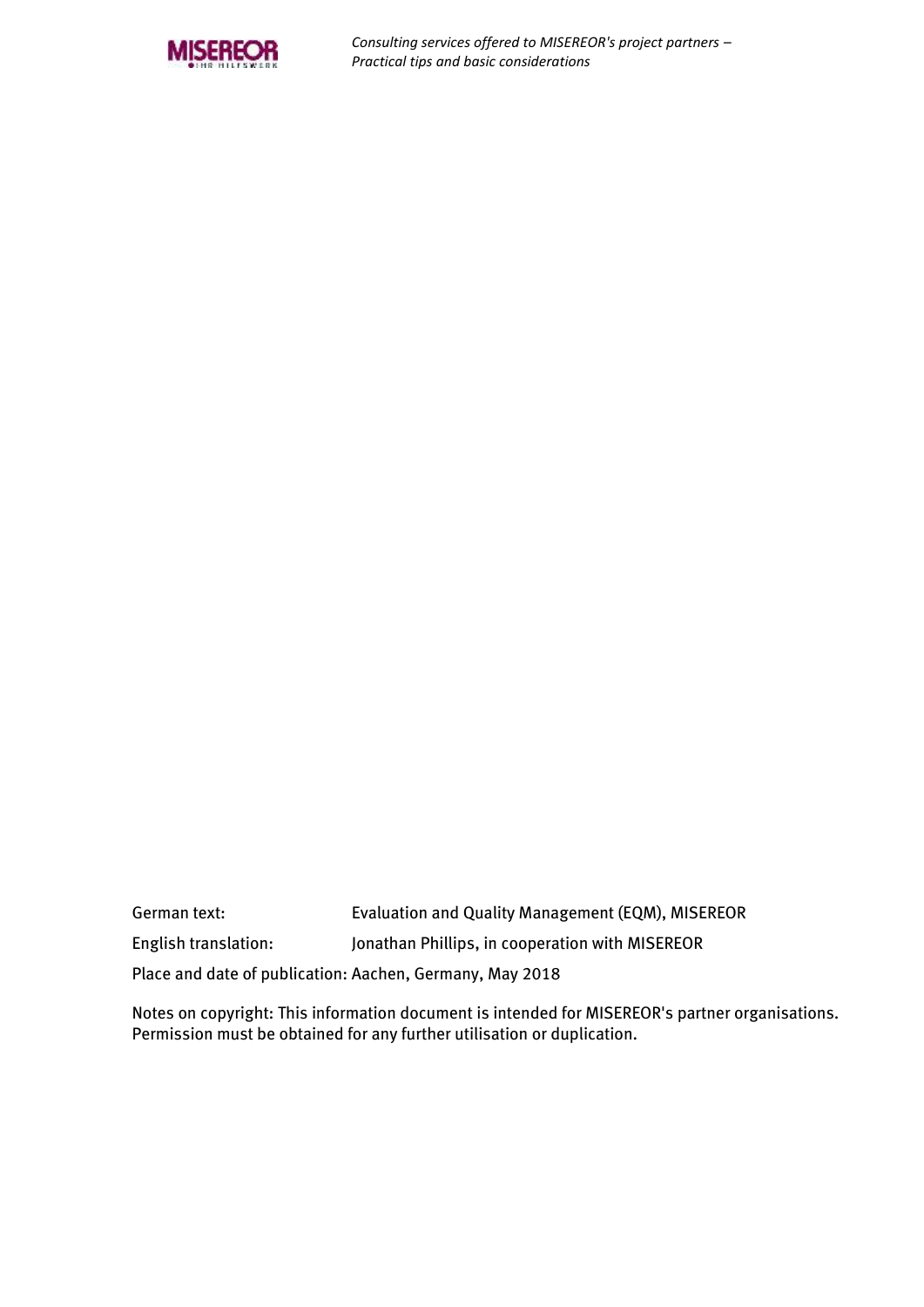German text: Evaluation and Quality Management (EQM), MISEREOR

English translation: Jonathan Phillips, in cooperation with MISEREOR

Place and date of publication: Aachen, Germany, May 2018

Notes on copyright: This information document is intended for MISEREOR's partner organisations. Permission must be obtained for any further utilisation or duplication.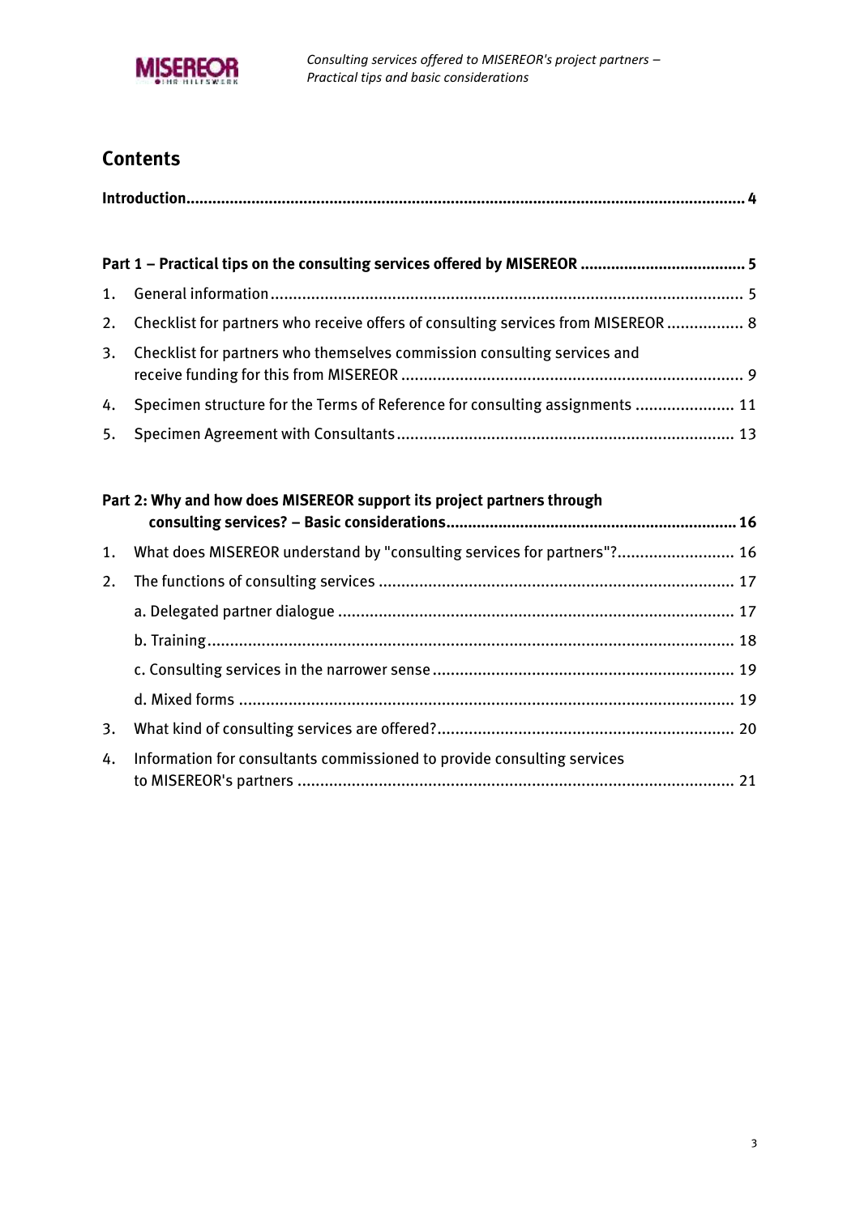## Contents

**Introduction ... 4**

**Part 1 – Practical tips on the consulting services offered by MISEREOR ... 5**

1. General information ... 5
2. Checklist for partners who receive offers of consulting services from MISEREOR ... 8
3. Checklist for partners who themselves commission consulting services and receive funding for this from MISEREOR ... 9
4. Specimen structure for the Terms of Reference for consulting assignments ... 11
5. Specimen Agreement with Consultants ... 13

**Part 2: Why and how does MISEREOR support its project partners through consulting services? – Basic considerations ... 16**

1. What does MISEREOR understand by "consulting services for partners"? ... 16
2. The functions of consulting services ... 17
   - a. Delegated partner dialogue ... 17
   - b. Training ... 18
   - c. Consulting services in the narrower sense ... 19
   - d. Mixed forms ... 19
3. What kind of consulting services are offered? ... 20
4. Information for consultants commissioned to provide consulting services to MISEREOR's partners ... 21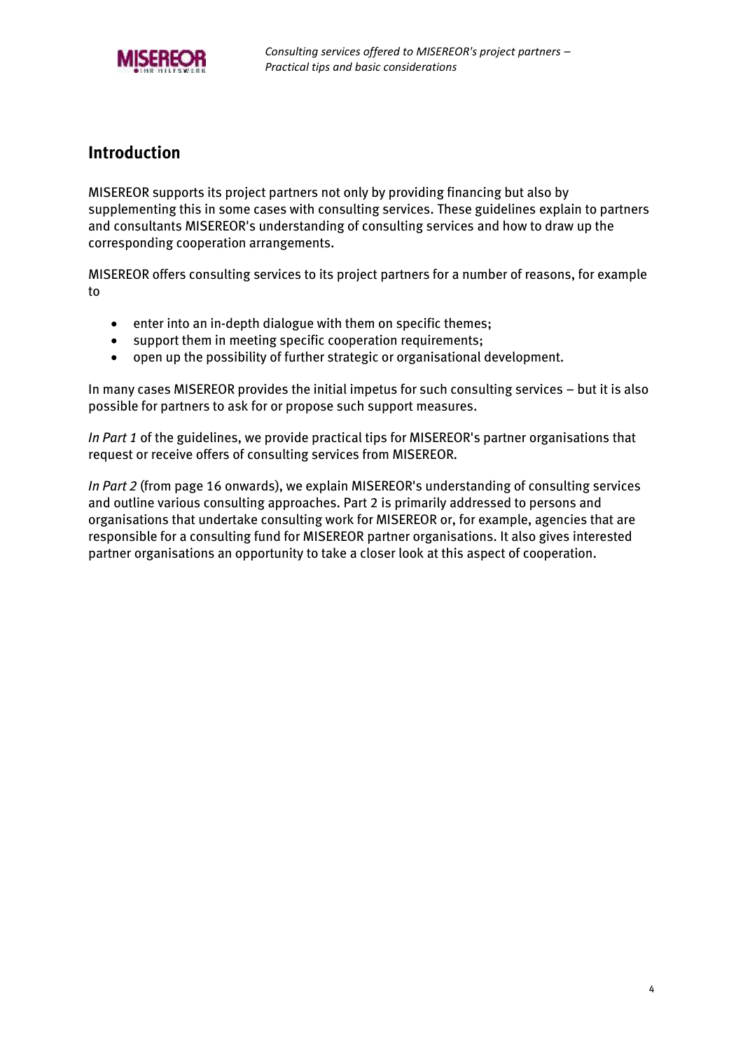## Introduction

MISEREOR supports its project partners not only by providing financing but also by supplementing this in some cases with consulting services. These guidelines explain to partners and consultants MISEREOR's understanding of consulting services and how to draw up the corresponding cooperation arrangements.

MISEREOR offers consulting services to its project partners for a number of reasons, for example to

- enter into an in-depth dialogue with them on specific themes;
- support them in meeting specific cooperation requirements;
- open up the possibility of further strategic or organisational development.

In many cases MISEREOR provides the initial impetus for such consulting services – but it is also possible for partners to ask for or propose such support measures.

*In Part 1* of the guidelines, we provide practical tips for MISEREOR's partner organisations that request or receive offers of consulting services from MISEREOR.

*In Part 2* (from page 16 onwards), we explain MISEREOR's understanding of consulting services and outline various consulting approaches. Part 2 is primarily addressed to persons and organisations that undertake consulting work for MISEREOR or, for example, agencies that are responsible for a consulting fund for MISEREOR partner organisations. It also gives interested partner organisations an opportunity to take a closer look at this aspect of cooperation.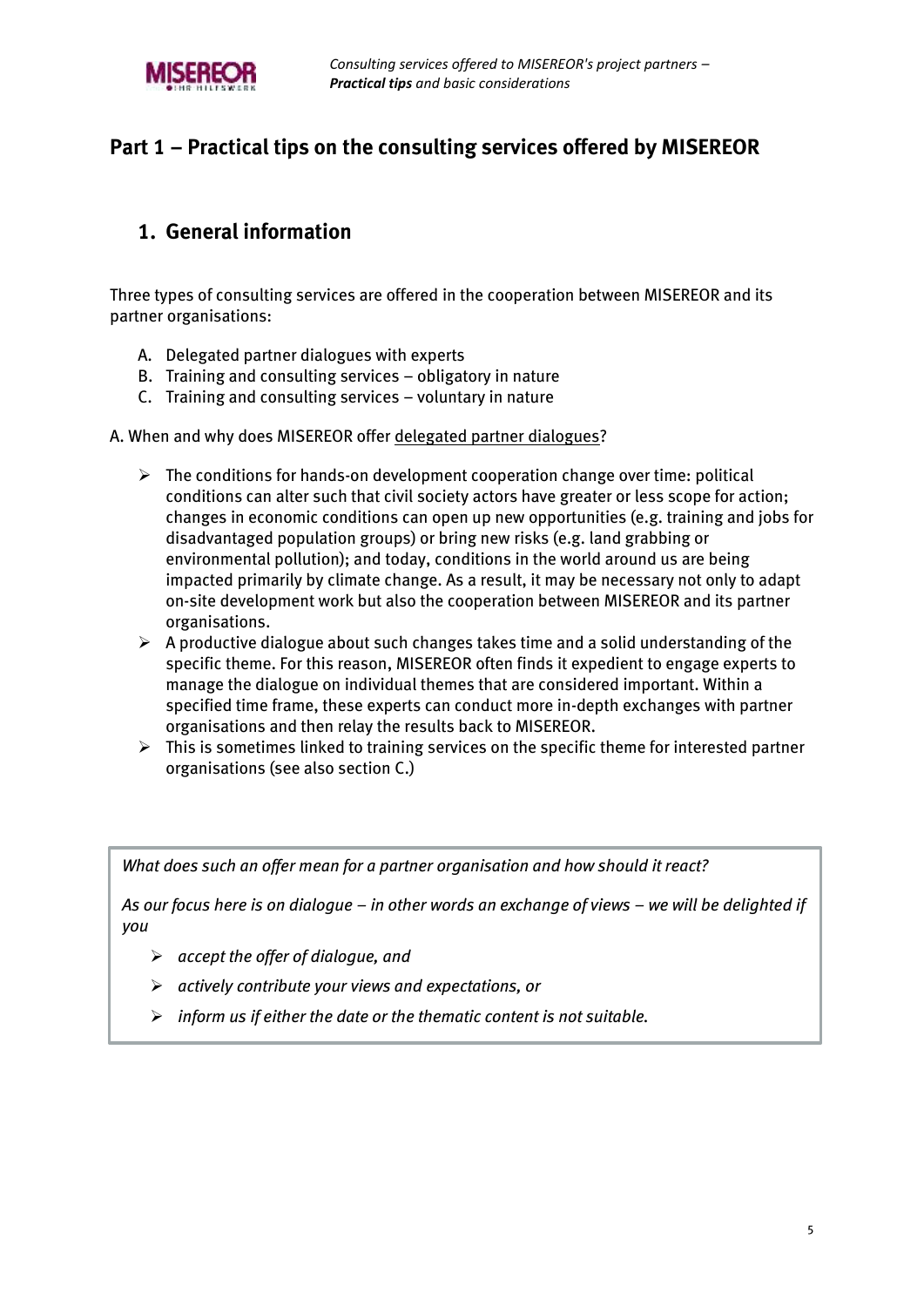# Part 1 – Practical tips on the consulting services offered by MISEREOR

## 1. General information

Three types of consulting services are offered in the cooperation between MISEREOR and its partner organisations:

A. Delegated partner dialogues with experts
B. Training and consulting services – obligatory in nature
C. Training and consulting services – voluntary in nature

A. When and why does MISEREOR offer <u>delegated partner dialogues</u>?

- The conditions for hands-on development cooperation change over time: political conditions can alter such that civil society actors have greater or less scope for action; changes in economic conditions can open up new opportunities (e.g. training and jobs for disadvantaged population groups) or bring new risks (e.g. land grabbing or environmental pollution); and today, conditions in the world around us are being impacted primarily by climate change. As a result, it may be necessary not only to adapt on-site development work but also the cooperation between MISEREOR and its partner organisations.
- A productive dialogue about such changes takes time and a solid understanding of the specific theme. For this reason, MISEREOR often finds it expedient to engage experts to manage the dialogue on individual themes that are considered important. Within a specified time frame, these experts can conduct more in-depth exchanges with partner organisations and then relay the results back to MISEREOR.
- This is sometimes linked to training services on the specific theme for interested partner organisations (see also section C.)

*What does such an offer mean for a partner organisation and how should it react?*

*As our focus here is on dialogue – in other words an exchange of views – we will be delighted if you*

- *accept the offer of dialogue, and*
- *actively contribute your views and expectations, or*
- *inform us if either the date or the thematic content is not suitable.*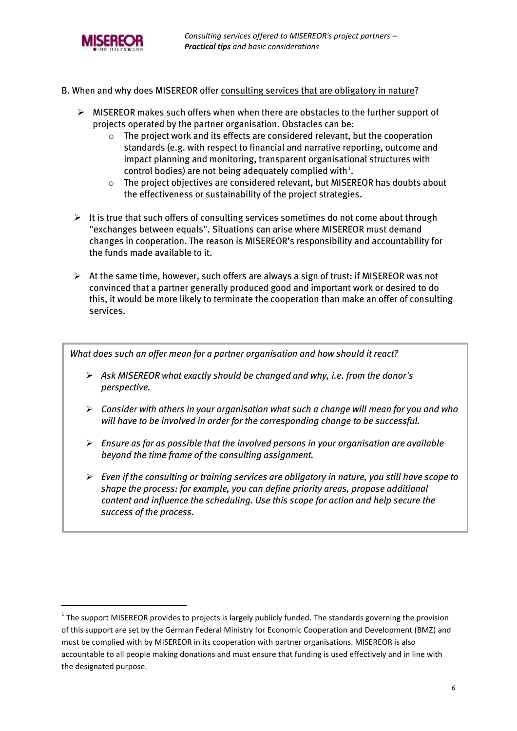B. When and why does MISEREOR offer consulting services that are obligatory in nature?

- MISEREOR makes such offers when when there are obstacles to the further support of projects operated by the partner organisation. Obstacles can be:
  - The project work and its effects are considered relevant, but the cooperation standards (e.g. with respect to financial and narrative reporting, outcome and impact planning and monitoring, transparent organisational structures with control bodies) are not being adequately complied with[1].
  - The project objectives are considered relevant, but MISEREOR has doubts about the effectiveness or sustainability of the project strategies.
- It is true that such offers of consulting services sometimes do not come about through "exchanges between equals". Situations can arise where MISEREOR must demand changes in cooperation. The reason is MISEREOR's responsibility and accountability for the funds made available to it.
- At the same time, however, such offers are always a sign of trust: if MISEREOR was not convinced that a partner generally produced good and important work or desired to do this, it would be more likely to terminate the cooperation than make an offer of consulting services.

*What does such an offer mean for a partner organisation and how should it react?*

- *Ask MISEREOR what exactly should be changed and why, i.e. from the donor's perspective.*
- *Consider with others in your organisation what such a change will mean for you and who will have to be involved in order for the corresponding change to be successful.*
- *Ensure as far as possible that the involved persons in your organisation are available beyond the time frame of the consulting assignment.*
- *Even if the consulting or training services are obligatory in nature, you still have scope to shape the process: for example, you can define priority areas, propose additional content and influence the scheduling. Use this scope for action and help secure the success of the process.*

[1] The support MISEREOR provides to projects is largely publicly funded. The standards governing the provision of this support are set by the German Federal Ministry for Economic Cooperation and Development (BMZ) and must be complied with by MISEREOR in its cooperation with partner organisations. MISEREOR is also accountable to all people making donations and must ensure that funding is used effectively and in line with the designated purpose.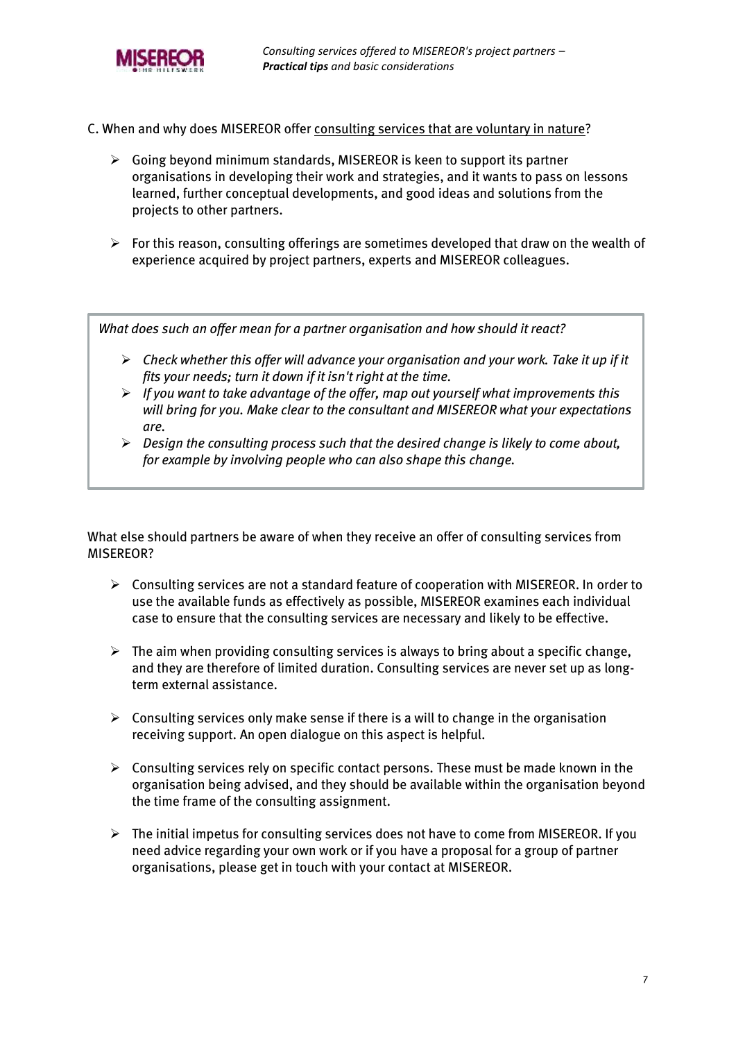C. When and why does MISEREOR offer consulting services that are voluntary in nature?

- Going beyond minimum standards, MISEREOR is keen to support its partner organisations in developing their work and strategies, and it wants to pass on lessons learned, further conceptual developments, and good ideas and solutions from the projects to other partners.

- For this reason, consulting offerings are sometimes developed that draw on the wealth of experience acquired by project partners, experts and MISEREOR colleagues.

*What does such an offer mean for a partner organisation and how should it react?*

- *Check whether this offer will advance your organisation and your work. Take it up if it fits your needs; turn it down if it isn't right at the time.*
- *If you want to take advantage of the offer, map out yourself what improvements this will bring for you. Make clear to the consultant and MISEREOR what your expectations are.*
- *Design the consulting process such that the desired change is likely to come about, for example by involving people who can also shape this change.*

What else should partners be aware of when they receive an offer of consulting services from MISEREOR?

- Consulting services are not a standard feature of cooperation with MISEREOR. In order to use the available funds as effectively as possible, MISEREOR examines each individual case to ensure that the consulting services are necessary and likely to be effective.

- The aim when providing consulting services is always to bring about a specific change, and they are therefore of limited duration. Consulting services are never set up as long-term external assistance.

- Consulting services only make sense if there is a will to change in the organisation receiving support. An open dialogue on this aspect is helpful.

- Consulting services rely on specific contact persons. These must be made known in the organisation being advised, and they should be available within the organisation beyond the time frame of the consulting assignment.

- The initial impetus for consulting services does not have to come from MISEREOR. If you need advice regarding your own work or if you have a proposal for a group of partner organisations, please get in touch with your contact at MISEREOR.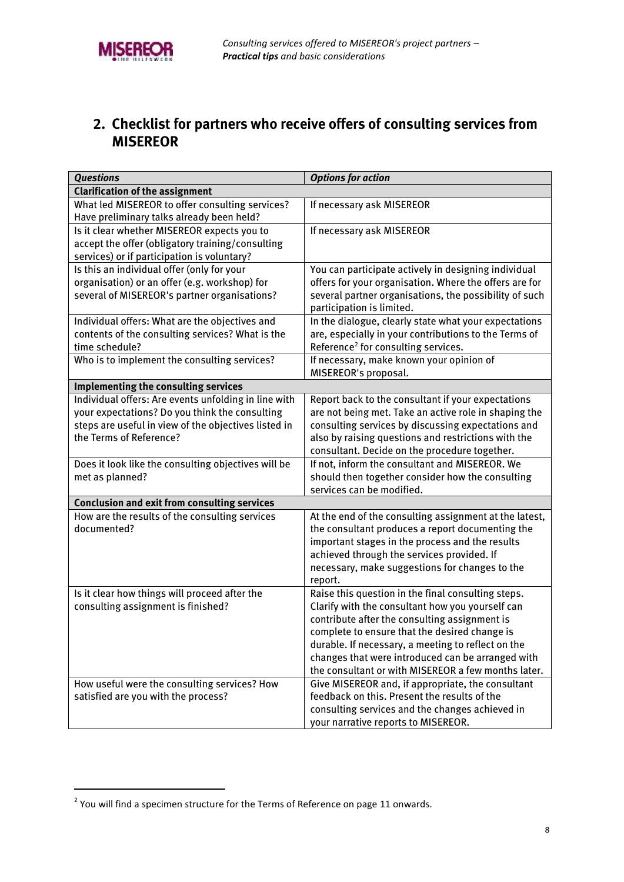## 2. Checklist for partners who receive offers of consulting services from MISEREOR

| ***Questions*** | ***Options for action*** |
|---|---|
| **Clarification of the assignment** | |
| What led MISEREOR to offer consulting services? Have preliminary talks already been held? | If necessary ask MISEREOR |
| Is it clear whether MISEREOR expects you to accept the offer (obligatory training/consulting services) or if participation is voluntary? | If necessary ask MISEREOR |
| Is this an individual offer (only for your organisation) or an offer (e.g. workshop) for several of MISEREOR's partner organisations? | You can participate actively in designing individual offers for your organisation. Where the offers are for several partner organisations, the possibility of such participation is limited. |
| Individual offers: What are the objectives and contents of the consulting services? What is the time schedule? | In the dialogue, clearly state what your expectations are, especially in your contributions to the Terms of Reference[2] for consulting services. |
| Who is to implement the consulting services? | If necessary, make known your opinion of MISEREOR's proposal. |
| **Implementing the consulting services** | |
| Individual offers: Are events unfolding in line with your expectations? Do you think the consulting steps are useful in view of the objectives listed in the Terms of Reference? | Report back to the consultant if your expectations are not being met. Take an active role in shaping the consulting services by discussing expectations and also by raising questions and restrictions with the consultant. Decide on the procedure together. |
| Does it look like the consulting objectives will be met as planned? | If not, inform the consultant and MISEREOR. We should then together consider how the consulting services can be modified. |
| **Conclusion and exit from consulting services** | |
| How are the results of the consulting services documented? | At the end of the consulting assignment at the latest, the consultant produces a report documenting the important stages in the process and the results achieved through the services provided. If necessary, make suggestions for changes to the report. |
| Is it clear how things will proceed after the consulting assignment is finished? | Raise this question in the final consulting steps. Clarify with the consultant how you yourself can contribute after the consulting assignment is complete to ensure that the desired change is durable. If necessary, a meeting to reflect on the changes that were introduced can be arranged with the consultant or with MISEREOR a few months later. |
| How useful were the consulting services? How satisfied are you with the process? | Give MISEREOR and, if appropriate, the consultant feedback on this. Present the results of the consulting services and the changes achieved in your narrative reports to MISEREOR. |

[2] You will find a specimen structure for the Terms of Reference on page 11 onwards.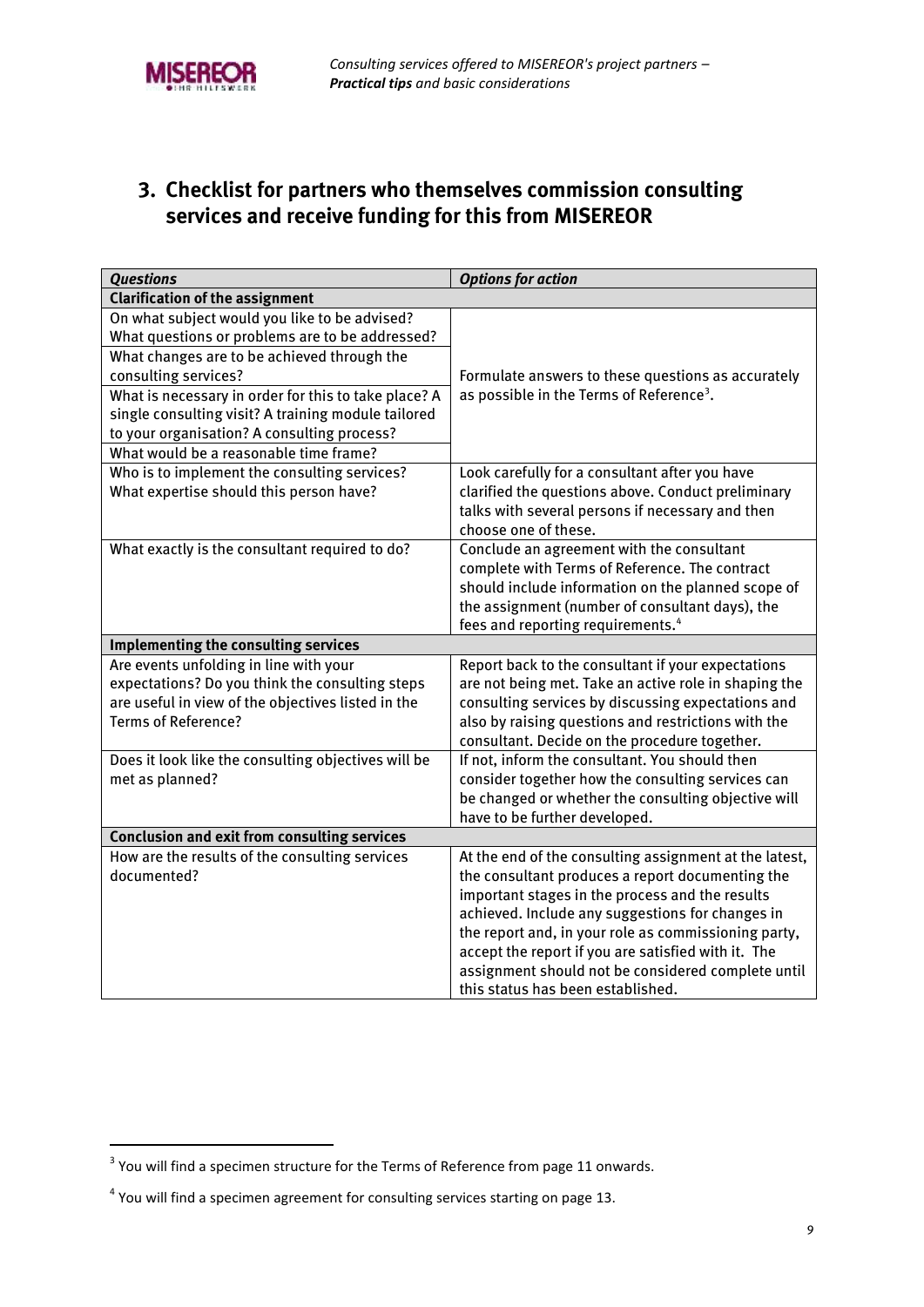## 3. Checklist for partners who themselves commission consulting services and receive funding for this from MISEREOR

| *Questions* | *Options for action* |
|---|---|
| **Clarification of the assignment** | |
| On what subject would you like to be advised? What questions or problems are to be addressed?<br>What changes are to be achieved through the consulting services?<br>What is necessary in order for this to take place? A single consulting visit? A training module tailored to your organisation? A consulting process?<br>What would be a reasonable time frame? | Formulate answers to these questions as accurately as possible in the Terms of Reference[3]. |
| Who is to implement the consulting services? What expertise should this person have? | Look carefully for a consultant after you have clarified the questions above. Conduct preliminary talks with several persons if necessary and then choose one of these. |
| What exactly is the consultant required to do? | Conclude an agreement with the consultant complete with Terms of Reference. The contract should include information on the planned scope of the assignment (number of consultant days), the fees and reporting requirements.[4] |
| **Implementing the consulting services** | |
| Are events unfolding in line with your expectations? Do you think the consulting steps are useful in view of the objectives listed in the Terms of Reference? | Report back to the consultant if your expectations are not being met. Take an active role in shaping the consulting services by discussing expectations and also by raising questions and restrictions with the consultant. Decide on the procedure together. |
| Does it look like the consulting objectives will be met as planned? | If not, inform the consultant. You should then consider together how the consulting services can be changed or whether the consulting objective will have to be further developed. |
| **Conclusion and exit from consulting services** | |
| How are the results of the consulting services documented? | At the end of the consulting assignment at the latest, the consultant produces a report documenting the important stages in the process and the results achieved. Include any suggestions for changes in the report and, in your role as commissioning party, accept the report if you are satisfied with it. The assignment should not be considered complete until this status has been established. |

[3] You will find a specimen structure for the Terms of Reference from page 11 onwards.

[4] You will find a specimen agreement for consulting services starting on page 13.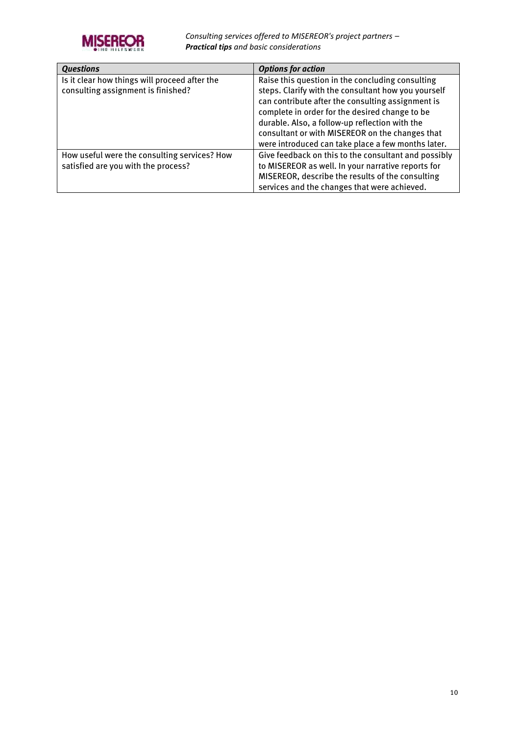| *Questions* | *Options for action* |
|---|---|
| Is it clear how things will proceed after the consulting assignment is finished? | Raise this question in the concluding consulting steps. Clarify with the consultant how you yourself can contribute after the consulting assignment is complete in order for the desired change to be durable. Also, a follow-up reflection with the consultant or with MISEREOR on the changes that were introduced can take place a few months later. |
| How useful were the consulting services? How satisfied are you with the process? | Give feedback on this to the consultant and possibly to MISEREOR as well. In your narrative reports for MISEREOR, describe the results of the consulting services and the changes that were achieved. |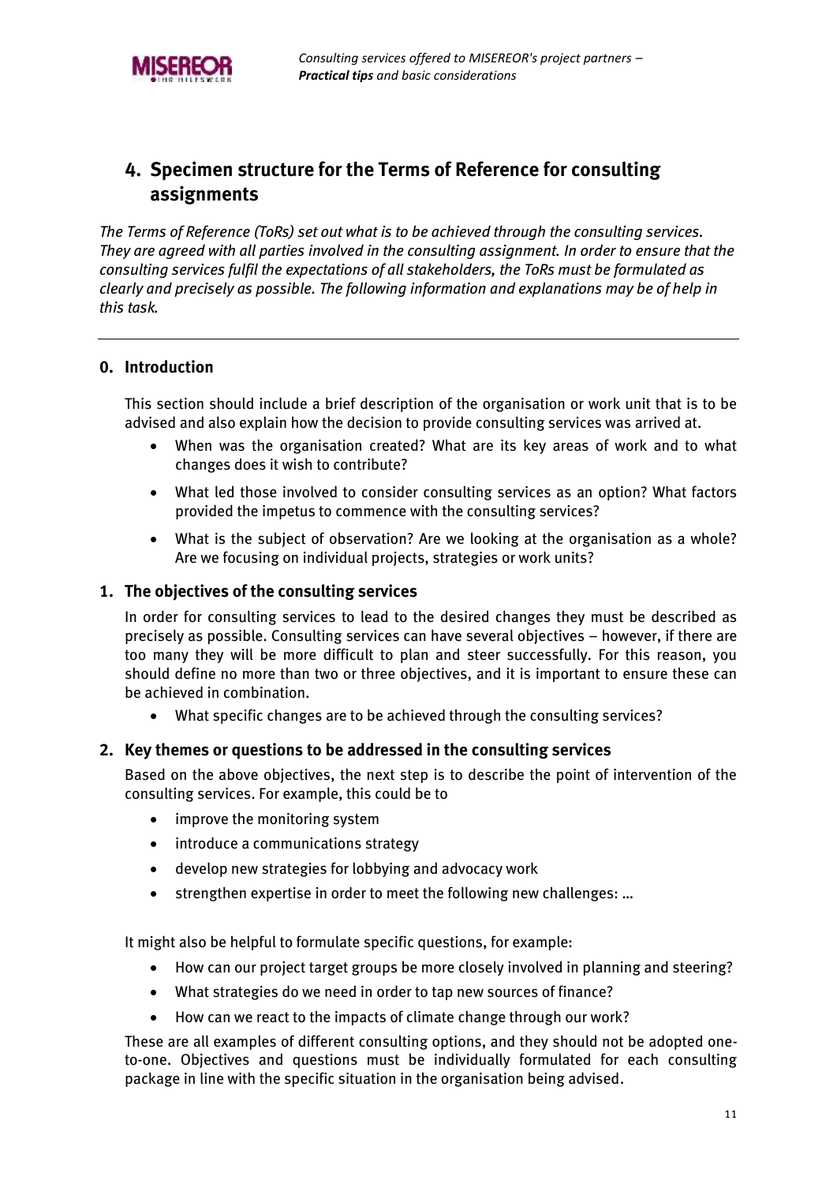## 4. Specimen structure for the Terms of Reference for consulting assignments

*The Terms of Reference (ToRs) set out what is to be achieved through the consulting services. They are agreed with all parties involved in the consulting assignment. In order to ensure that the consulting services fulfil the expectations of all stakeholders, the ToRs must be formulated as clearly and precisely as possible. The following information and explanations may be of help in this task.*

---

### 0. Introduction

This section should include a brief description of the organisation or work unit that is to be advised and also explain how the decision to provide consulting services was arrived at.

- When was the organisation created? What are its key areas of work and to what changes does it wish to contribute?
- What led those involved to consider consulting services as an option? What factors provided the impetus to commence with the consulting services?
- What is the subject of observation? Are we looking at the organisation as a whole? Are we focusing on individual projects, strategies or work units?

### 1. The objectives of the consulting services

In order for consulting services to lead to the desired changes they must be described as precisely as possible. Consulting services can have several objectives – however, if there are too many they will be more difficult to plan and steer successfully. For this reason, you should define no more than two or three objectives, and it is important to ensure these can be achieved in combination.

- What specific changes are to be achieved through the consulting services?

### 2. Key themes or questions to be addressed in the consulting services

Based on the above objectives, the next step is to describe the point of intervention of the consulting services. For example, this could be to

- improve the monitoring system
- introduce a communications strategy
- develop new strategies for lobbying and advocacy work
- strengthen expertise in order to meet the following new challenges: …

It might also be helpful to formulate specific questions, for example:

- How can our project target groups be more closely involved in planning and steering?
- What strategies do we need in order to tap new sources of finance?
- How can we react to the impacts of climate change through our work?

These are all examples of different consulting options, and they should not be adopted one-to-one. Objectives and questions must be individually formulated for each consulting package in line with the specific situation in the organisation being advised.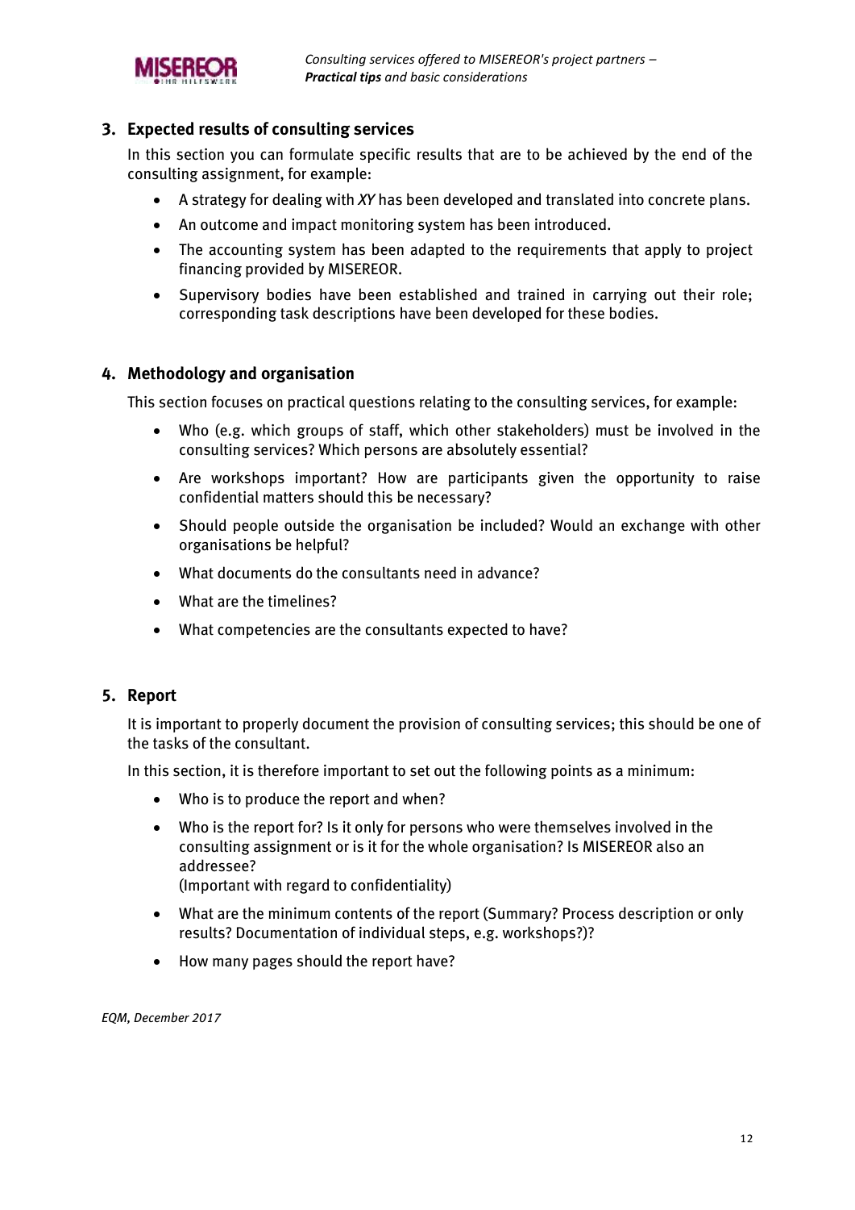## 3. Expected results of consulting services

In this section you can formulate specific results that are to be achieved by the end of the consulting assignment, for example:

- A strategy for dealing with *XY* has been developed and translated into concrete plans.
- An outcome and impact monitoring system has been introduced.
- The accounting system has been adapted to the requirements that apply to project financing provided by MISEREOR.
- Supervisory bodies have been established and trained in carrying out their role; corresponding task descriptions have been developed for these bodies.

## 4. Methodology and organisation

This section focuses on practical questions relating to the consulting services, for example:

- Who (e.g. which groups of staff, which other stakeholders) must be involved in the consulting services? Which persons are absolutely essential?
- Are workshops important? How are participants given the opportunity to raise confidential matters should this be necessary?
- Should people outside the organisation be included? Would an exchange with other organisations be helpful?
- What documents do the consultants need in advance?
- What are the timelines?
- What competencies are the consultants expected to have?

## 5. Report

It is important to properly document the provision of consulting services; this should be one of the tasks of the consultant.

In this section, it is therefore important to set out the following points as a minimum:

- Who is to produce the report and when?
- Who is the report for? Is it only for persons who were themselves involved in the consulting assignment or is it for the whole organisation? Is MISEREOR also an addressee?
  (Important with regard to confidentiality)
- What are the minimum contents of the report (Summary? Process description or only results? Documentation of individual steps, e.g. workshops?)?
- How many pages should the report have?

*EQM, December 2017*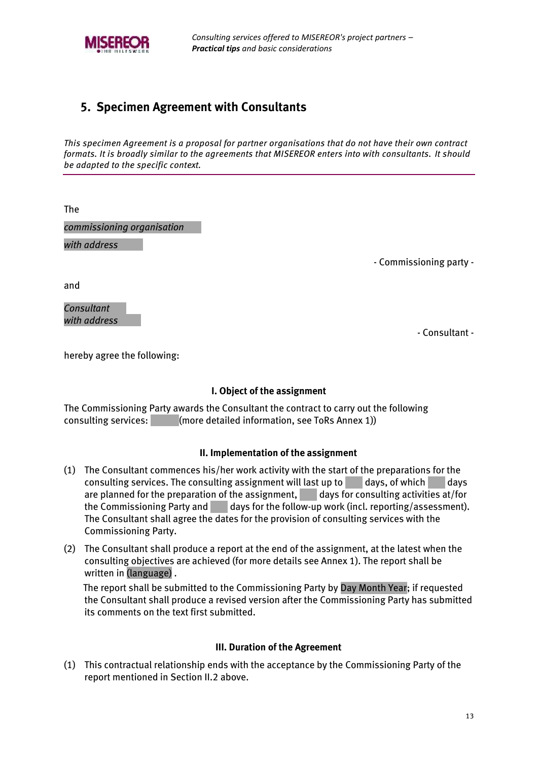## 5. Specimen Agreement with Consultants

*This specimen Agreement is a proposal for partner organisations that do not have their own contract formats. It is broadly similar to the agreements that MISEREOR enters into with consultants. It should be adapted to the specific context.*

---

The

*commissioning organisation*

*with address*

- Commissioning party -

and

*Consultant*
*with address*

- Consultant -

hereby agree the following:

### I. Object of the assignment

The Commissioning Party awards the Consultant the contract to carry out the following consulting services: (more detailed information, see ToRs Annex 1))

### II. Implementation of the assignment

(1) The Consultant commences his/her work activity with the start of the preparations for the consulting services. The consulting assignment will last up to days, of which days are planned for the preparation of the assignment, days for consulting activities at/for the Commissioning Party and days for the follow-up work (incl. reporting/assessment). The Consultant shall agree the dates for the provision of consulting services with the Commissioning Party.

(2) The Consultant shall produce a report at the end of the assignment, at the latest when the consulting objectives are achieved (for more details see Annex 1). The report shall be written in (language) .

The report shall be submitted to the Commissioning Party by Day Month Year; if requested the Consultant shall produce a revised version after the Commissioning Party has submitted its comments on the text first submitted.

### III. Duration of the Agreement

(1) This contractual relationship ends with the acceptance by the Commissioning Party of the report mentioned in Section II.2 above.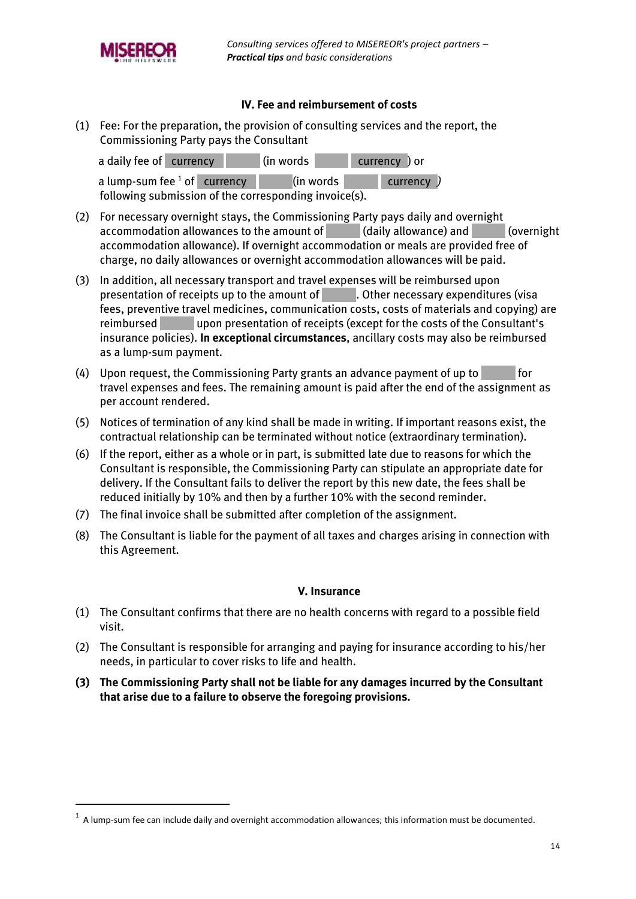### IV. Fee and reimbursement of costs

(1) Fee: For the preparation, the provision of consulting services and the report, the Commissioning Party pays the Consultant

a daily fee of currency (in words currency) or

a lump-sum fee [1] of currency (in words currency)

following submission of the corresponding invoice(s).

(2) For necessary overnight stays, the Commissioning Party pays daily and overnight accommodation allowances to the amount of (daily allowance) and (overnight accommodation allowance). If overnight accommodation or meals are provided free of charge, no daily allowances or overnight accommodation allowances will be paid.

(3) In addition, all necessary transport and travel expenses will be reimbursed upon presentation of receipts up to the amount of . Other necessary expenditures (visa fees, preventive travel medicines, communication costs, costs of materials and copying) are reimbursed upon presentation of receipts (except for the costs of the Consultant's insurance policies). **In exceptional circumstances**, ancillary costs may also be reimbursed as a lump-sum payment.

(4) Upon request, the Commissioning Party grants an advance payment of up to for travel expenses and fees. The remaining amount is paid after the end of the assignment as per account rendered.

(5) Notices of termination of any kind shall be made in writing. If important reasons exist, the contractual relationship can be terminated without notice (extraordinary termination).

(6) If the report, either as a whole or in part, is submitted late due to reasons for which the Consultant is responsible, the Commissioning Party can stipulate an appropriate date for delivery. If the Consultant fails to deliver the report by this new date, the fees shall be reduced initially by 10% and then by a further 10% with the second reminder.

(7) The final invoice shall be submitted after completion of the assignment.

(8) The Consultant is liable for the payment of all taxes and charges arising in connection with this Agreement.

### V. Insurance

(1) The Consultant confirms that there are no health concerns with regard to a possible field visit.

(2) The Consultant is responsible for arranging and paying for insurance according to his/her needs, in particular to cover risks to life and health.

**(3) The Commissioning Party shall not be liable for any damages incurred by the Consultant that arise due to a failure to observe the foregoing provisions.**

[1] A lump-sum fee can include daily and overnight accommodation allowances; this information must be documented.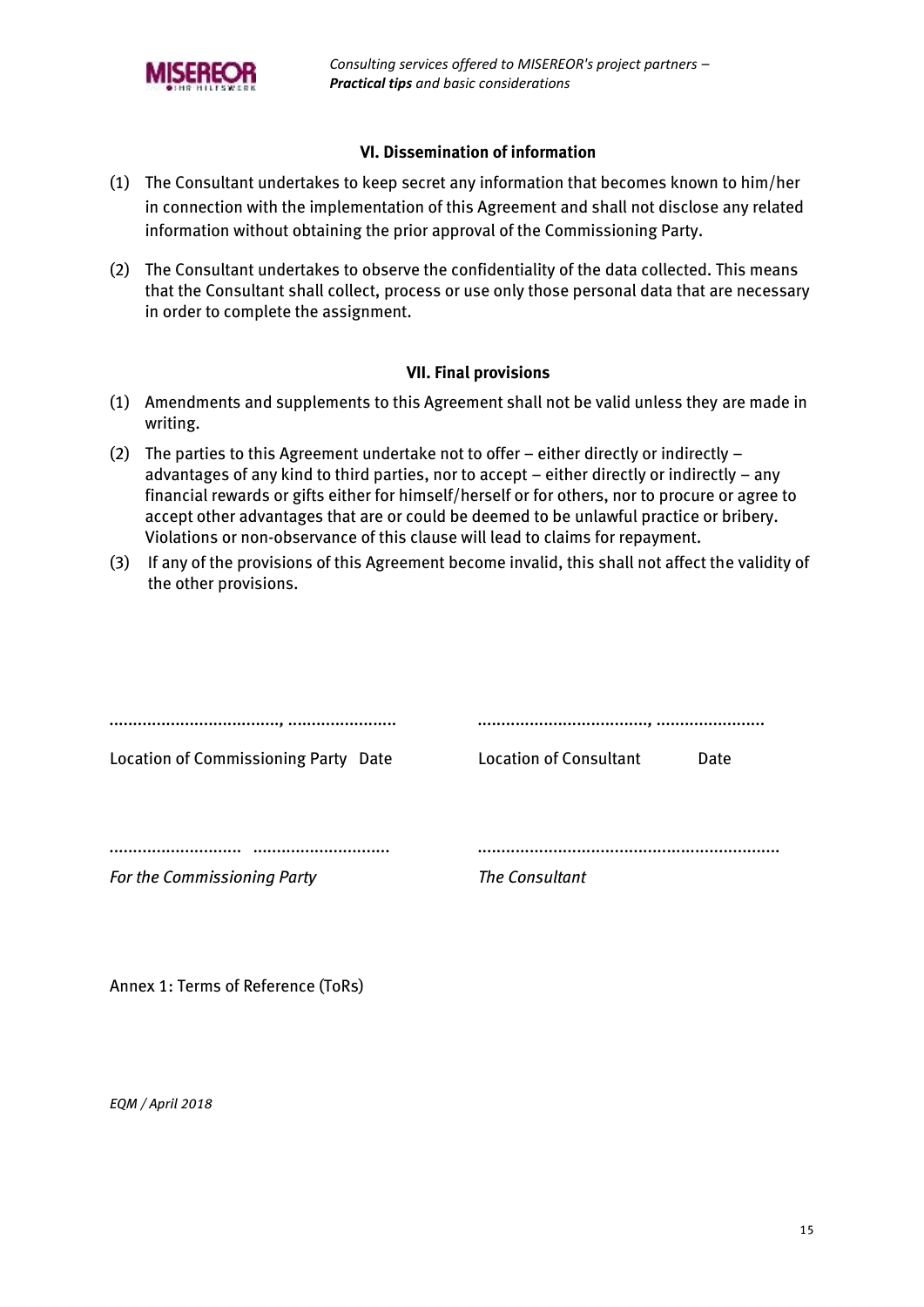### VI. Dissemination of information

(1) The Consultant undertakes to keep secret any information that becomes known to him/her in connection with the implementation of this Agreement and shall not disclose any related information without obtaining the prior approval of the Commissioning Party.

(2) The Consultant undertakes to observe the confidentiality of the data collected. This means that the Consultant shall collect, process or use only those personal data that are necessary in order to complete the assignment.

### VII. Final provisions

(1) Amendments and supplements to this Agreement shall not be valid unless they are made in writing.

(2) The parties to this Agreement undertake not to offer – either directly or indirectly – advantages of any kind to third parties, nor to accept – either directly or indirectly – any financial rewards or gifts either for himself/herself or for others, nor to procure or agree to accept other advantages that are or could be deemed to be unlawful practice or bribery. Violations or non-observance of this clause will lead to claims for repayment.

(3) If any of the provisions of this Agreement become invalid, this shall not affect the validity of the other provisions.

| ………………………………, ………………… | ………………………………, ………………… |
|---|---|
| Location of Commissioning Party Date | Location of Consultant Date |
| ……………………… ……………………… | ……………………………………………………… |
| *For the Commissioning Party* | *The Consultant* |

Annex 1: Terms of Reference (ToRs)

*EQM / April 2018*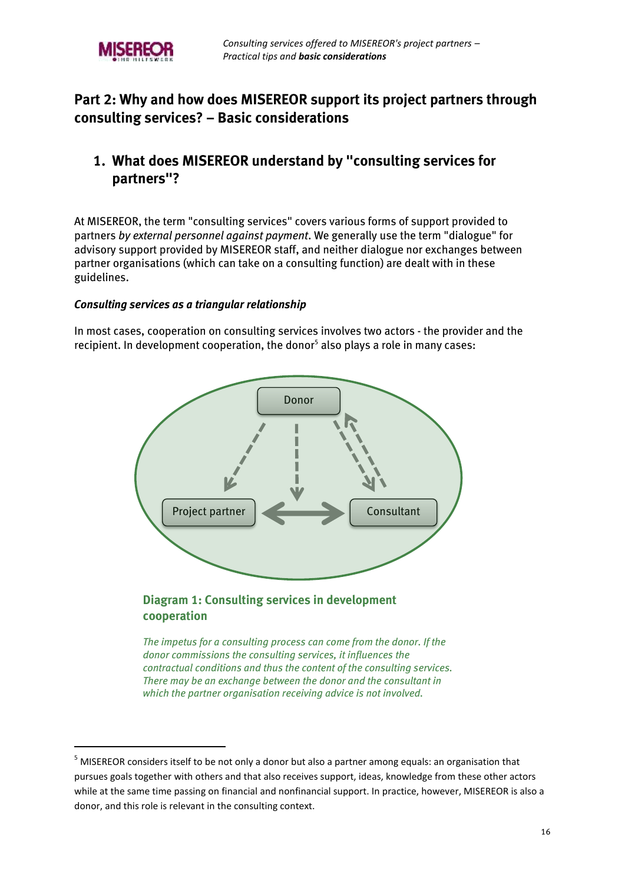# Part 2: Why and how does MISEREOR support its project partners through consulting services? – Basic considerations

## 1. What does MISEREOR understand by "consulting services for partners"?

At MISEREOR, the term "consulting services" covers various forms of support provided to partners *by external personnel against payment*. We generally use the term "dialogue" for advisory support provided by MISEREOR staff, and neither dialogue nor exchanges between partner organisations (which can take on a consulting function) are dealt with in these guidelines.

### *Consulting services as a triangular relationship*

In most cases, cooperation on consulting services involves two actors - the provider and the recipient. In development cooperation, the donor[5] also plays a role in many cases:

**Diagram 1: Consulting services in development cooperation**

*The impetus for a consulting process can come from the donor. If the donor commissions the consulting services, it influences the contractual conditions and thus the content of the consulting services. There may be an exchange between the donor and the consultant in which the partner organisation receiving advice is not involved.*

---

[5] MISEREOR considers itself to be not only a donor but also a partner among equals: an organisation that pursues goals together with others and that also receives support, ideas, knowledge from these other actors while at the same time passing on financial and nonfinancial support. In practice, however, MISEREOR is also a donor, and this role is relevant in the consulting context.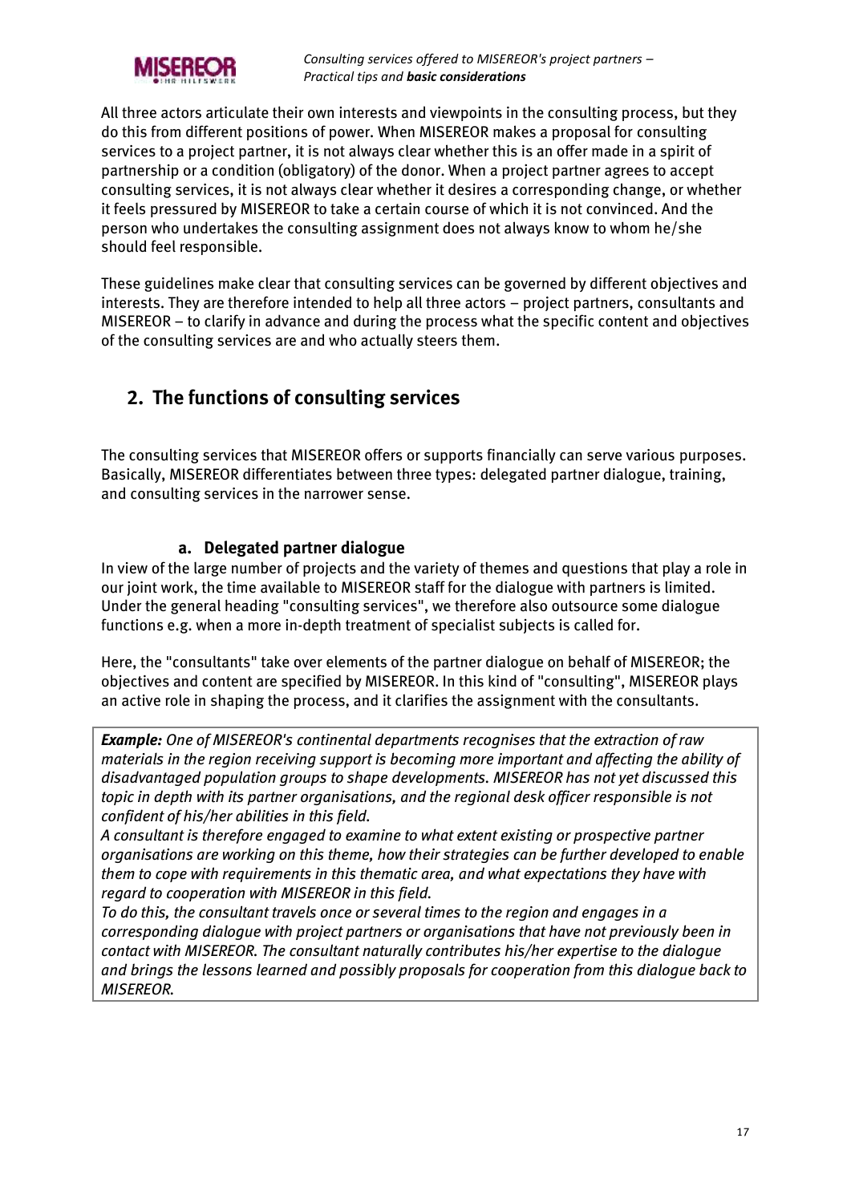All three actors articulate their own interests and viewpoints in the consulting process, but they do this from different positions of power. When MISEREOR makes a proposal for consulting services to a project partner, it is not always clear whether this is an offer made in a spirit of partnership or a condition (obligatory) of the donor. When a project partner agrees to accept consulting services, it is not always clear whether it desires a corresponding change, or whether it feels pressured by MISEREOR to take a certain course of which it is not convinced. And the person who undertakes the consulting assignment does not always know to whom he/she should feel responsible.

These guidelines make clear that consulting services can be governed by different objectives and interests. They are therefore intended to help all three actors – project partners, consultants and MISEREOR – to clarify in advance and during the process what the specific content and objectives of the consulting services are and who actually steers them.

## 2. The functions of consulting services

The consulting services that MISEREOR offers or supports financially can serve various purposes. Basically, MISEREOR differentiates between three types: delegated partner dialogue, training, and consulting services in the narrower sense.

### a. Delegated partner dialogue

In view of the large number of projects and the variety of themes and questions that play a role in our joint work, the time available to MISEREOR staff for the dialogue with partners is limited. Under the general heading "consulting services", we therefore also outsource some dialogue functions e.g. when a more in-depth treatment of specialist subjects is called for.

Here, the "consultants" take over elements of the partner dialogue on behalf of MISEREOR; the objectives and content are specified by MISEREOR. In this kind of "consulting", MISEREOR plays an active role in shaping the process, and it clarifies the assignment with the consultants.

> ***Example:*** *One of MISEREOR's continental departments recognises that the extraction of raw materials in the region receiving support is becoming more important and affecting the ability of disadvantaged population groups to shape developments. MISEREOR has not yet discussed this topic in depth with its partner organisations, and the regional desk officer responsible is not confident of his/her abilities in this field.*
> *A consultant is therefore engaged to examine to what extent existing or prospective partner organisations are working on this theme, how their strategies can be further developed to enable them to cope with requirements in this thematic area, and what expectations they have with regard to cooperation with MISEREOR in this field.*
> *To do this, the consultant travels once or several times to the region and engages in a corresponding dialogue with project partners or organisations that have not previously been in contact with MISEREOR. The consultant naturally contributes his/her expertise to the dialogue and brings the lessons learned and possibly proposals for cooperation from this dialogue back to MISEREOR.*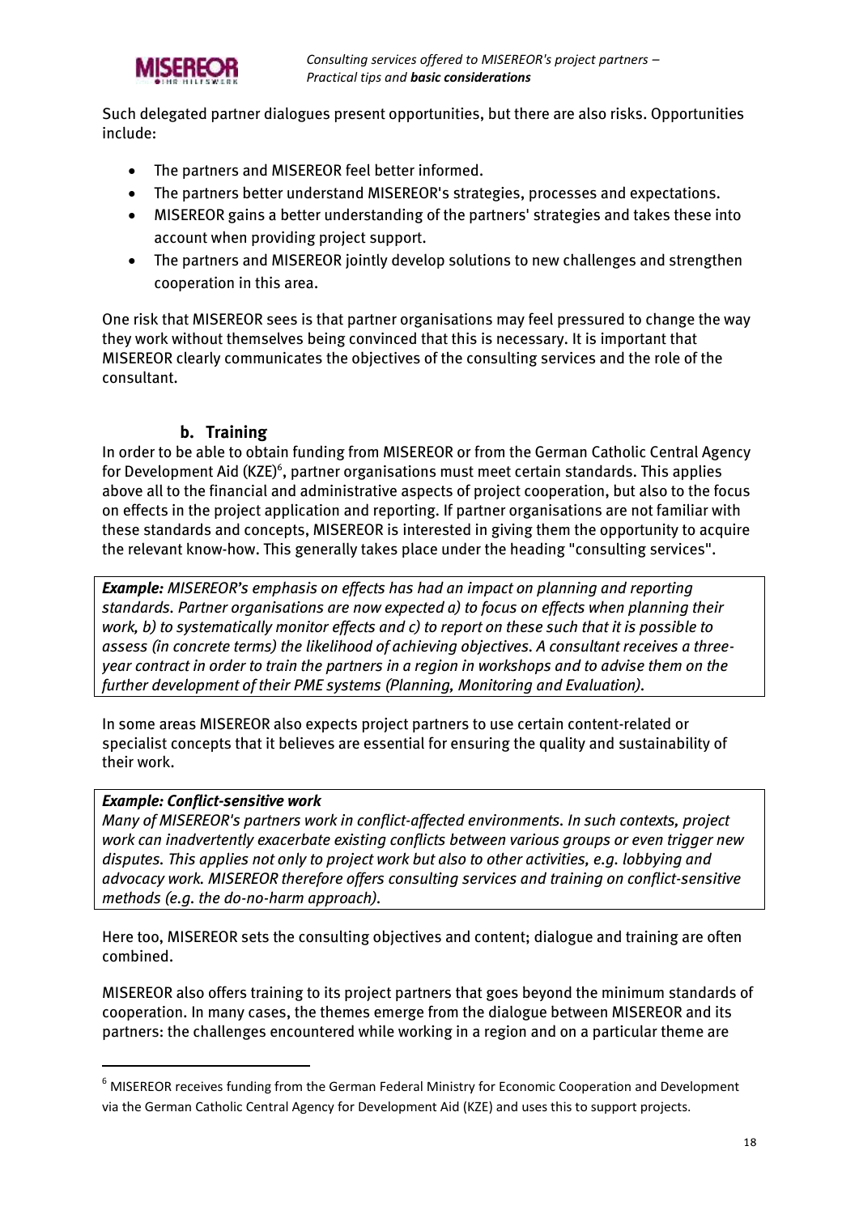Such delegated partner dialogues present opportunities, but there are also risks. Opportunities include:

- The partners and MISEREOR feel better informed.
- The partners better understand MISEREOR's strategies, processes and expectations.
- MISEREOR gains a better understanding of the partners' strategies and takes these into account when providing project support.
- The partners and MISEREOR jointly develop solutions to new challenges and strengthen cooperation in this area.

One risk that MISEREOR sees is that partner organisations may feel pressured to change the way they work without themselves being convinced that this is necessary. It is important that MISEREOR clearly communicates the objectives of the consulting services and the role of the consultant.

### b. Training

In order to be able to obtain funding from MISEREOR or from the German Catholic Central Agency for Development Aid (KZE)[6], partner organisations must meet certain standards. This applies above all to the financial and administrative aspects of project cooperation, but also to the focus on effects in the project application and reporting. If partner organisations are not familiar with these standards and concepts, MISEREOR is interested in giving them the opportunity to acquire the relevant know-how. This generally takes place under the heading "consulting services".

> ***Example:*** *MISEREOR's emphasis on effects has had an impact on planning and reporting standards. Partner organisations are now expected a) to focus on effects when planning their work, b) to systematically monitor effects and c) to report on these such that it is possible to assess (in concrete terms) the likelihood of achieving objectives. A consultant receives a three-year contract in order to train the partners in a region in workshops and to advise them on the further development of their PME systems (Planning, Monitoring and Evaluation).*

In some areas MISEREOR also expects project partners to use certain content-related or specialist concepts that it believes are essential for ensuring the quality and sustainability of their work.

> ***Example: Conflict-sensitive work***
>
> *Many of MISEREOR's partners work in conflict-affected environments. In such contexts, project work can inadvertently exacerbate existing conflicts between various groups or even trigger new disputes. This applies not only to project work but also to other activities, e.g. lobbying and advocacy work. MISEREOR therefore offers consulting services and training on conflict-sensitive methods (e.g. the do-no-harm approach).*

Here too, MISEREOR sets the consulting objectives and content; dialogue and training are often combined.

MISEREOR also offers training to its project partners that goes beyond the minimum standards of cooperation. In many cases, the themes emerge from the dialogue between MISEREOR and its partners: the challenges encountered while working in a region and on a particular theme are

[6] MISEREOR receives funding from the German Federal Ministry for Economic Cooperation and Development via the German Catholic Central Agency for Development Aid (KZE) and uses this to support projects.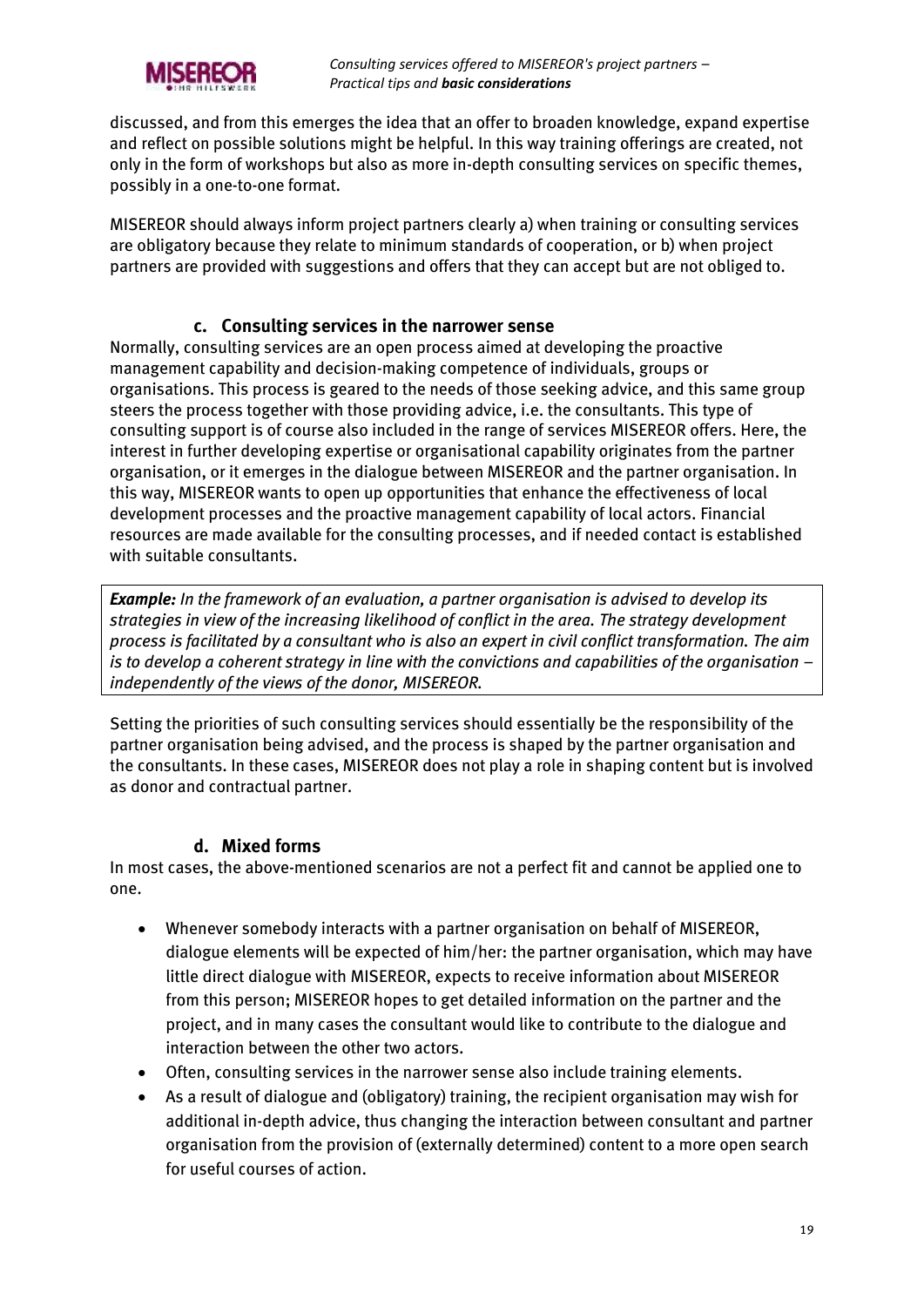discussed, and from this emerges the idea that an offer to broaden knowledge, expand expertise and reflect on possible solutions might be helpful. In this way training offerings are created, not only in the form of workshops but also as more in-depth consulting services on specific themes, possibly in a one-to-one format.

MISEREOR should always inform project partners clearly a) when training or consulting services are obligatory because they relate to minimum standards of cooperation, or b) when project partners are provided with suggestions and offers that they can accept but are not obliged to.

### c. Consulting services in the narrower sense

Normally, consulting services are an open process aimed at developing the proactive management capability and decision-making competence of individuals, groups or organisations. This process is geared to the needs of those seeking advice, and this same group steers the process together with those providing advice, i.e. the consultants. This type of consulting support is of course also included in the range of services MISEREOR offers. Here, the interest in further developing expertise or organisational capability originates from the partner organisation, or it emerges in the dialogue between MISEREOR and the partner organisation. In this way, MISEREOR wants to open up opportunities that enhance the effectiveness of local development processes and the proactive management capability of local actors. Financial resources are made available for the consulting processes, and if needed contact is established with suitable consultants.

> ***Example:*** *In the framework of an evaluation, a partner organisation is advised to develop its strategies in view of the increasing likelihood of conflict in the area. The strategy development process is facilitated by a consultant who is also an expert in civil conflict transformation. The aim is to develop a coherent strategy in line with the convictions and capabilities of the organisation – independently of the views of the donor, MISEREOR.*

Setting the priorities of such consulting services should essentially be the responsibility of the partner organisation being advised, and the process is shaped by the partner organisation and the consultants. In these cases, MISEREOR does not play a role in shaping content but is involved as donor and contractual partner.

### d. Mixed forms

In most cases, the above-mentioned scenarios are not a perfect fit and cannot be applied one to one.

- Whenever somebody interacts with a partner organisation on behalf of MISEREOR, dialogue elements will be expected of him/her: the partner organisation, which may have little direct dialogue with MISEREOR, expects to receive information about MISEREOR from this person; MISEREOR hopes to get detailed information on the partner and the project, and in many cases the consultant would like to contribute to the dialogue and interaction between the other two actors.
- Often, consulting services in the narrower sense also include training elements.
- As a result of dialogue and (obligatory) training, the recipient organisation may wish for additional in-depth advice, thus changing the interaction between consultant and partner organisation from the provision of (externally determined) content to a more open search for useful courses of action.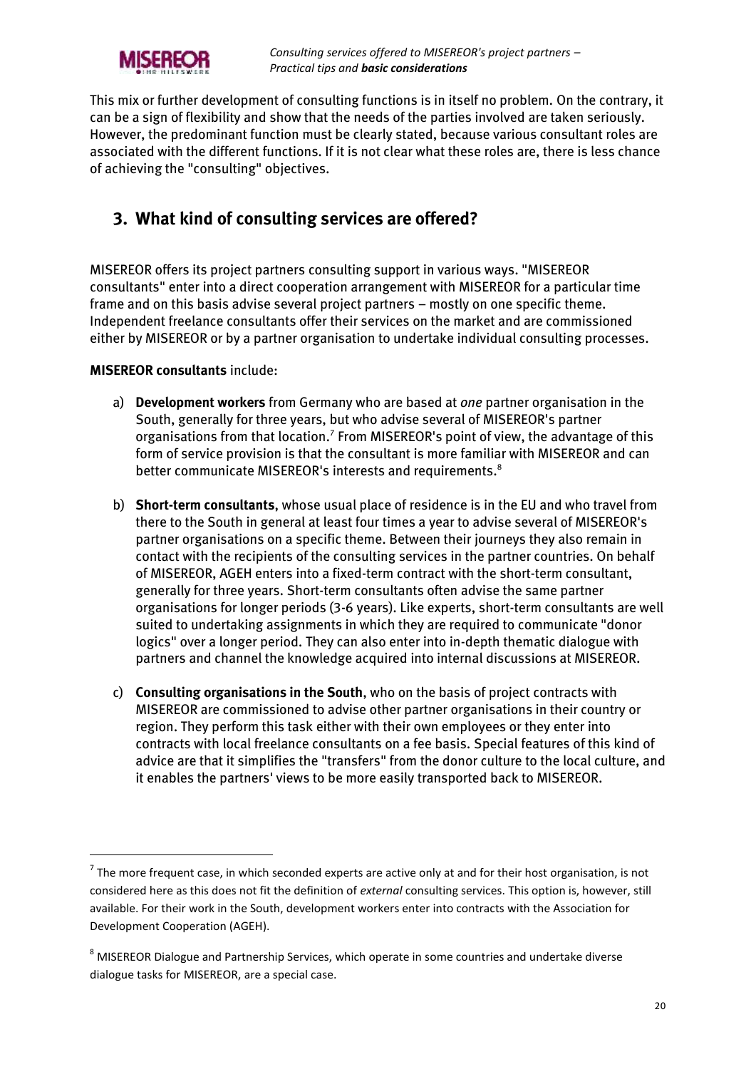This mix or further development of consulting functions is in itself no problem. On the contrary, it can be a sign of flexibility and show that the needs of the parties involved are taken seriously. However, the predominant function must be clearly stated, because various consultant roles are associated with the different functions. If it is not clear what these roles are, there is less chance of achieving the "consulting" objectives.

## 3. What kind of consulting services are offered?

MISEREOR offers its project partners consulting support in various ways. "MISEREOR consultants" enter into a direct cooperation arrangement with MISEREOR for a particular time frame and on this basis advise several project partners – mostly on one specific theme. Independent freelance consultants offer their services on the market and are commissioned either by MISEREOR or by a partner organisation to undertake individual consulting processes.

**MISEREOR consultants** include:

a) **Development workers** from Germany who are based at *one* partner organisation in the South, generally for three years, but who advise several of MISEREOR's partner organisations from that location.[7] From MISEREOR's point of view, the advantage of this form of service provision is that the consultant is more familiar with MISEREOR and can better communicate MISEREOR's interests and requirements.[8]

b) **Short-term consultants**, whose usual place of residence is in the EU and who travel from there to the South in general at least four times a year to advise several of MISEREOR's partner organisations on a specific theme. Between their journeys they also remain in contact with the recipients of the consulting services in the partner countries. On behalf of MISEREOR, AGEH enters into a fixed-term contract with the short-term consultant, generally for three years. Short-term consultants often advise the same partner organisations for longer periods (3-6 years). Like experts, short-term consultants are well suited to undertaking assignments in which they are required to communicate "donor logics" over a longer period. They can also enter into in-depth thematic dialogue with partners and channel the knowledge acquired into internal discussions at MISEREOR.

c) **Consulting organisations in the South**, who on the basis of project contracts with MISEREOR are commissioned to advise other partner organisations in their country or region. They perform this task either with their own employees or they enter into contracts with local freelance consultants on a fee basis. Special features of this kind of advice are that it simplifies the "transfers" from the donor culture to the local culture, and it enables the partners' views to be more easily transported back to MISEREOR.

---

[7] The more frequent case, in which seconded experts are active only at and for their host organisation, is not considered here as this does not fit the definition of *external* consulting services. This option is, however, still available. For their work in the South, development workers enter into contracts with the Association for Development Cooperation (AGEH).

[8] MISEREOR Dialogue and Partnership Services, which operate in some countries and undertake diverse dialogue tasks for MISEREOR, are a special case.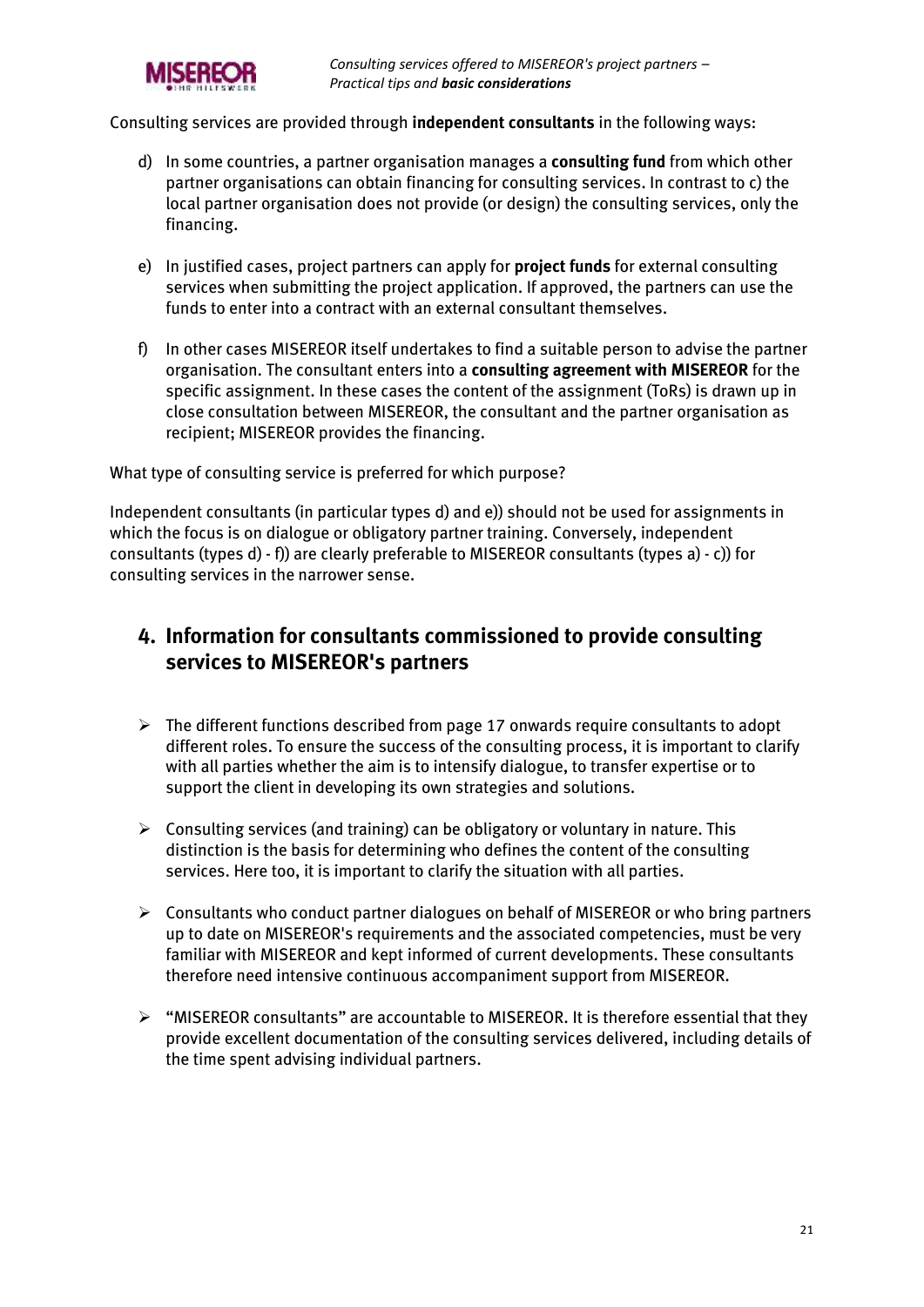Consulting services are provided through **independent consultants** in the following ways:

d) In some countries, a partner organisation manages a **consulting fund** from which other partner organisations can obtain financing for consulting services. In contrast to c) the local partner organisation does not provide (or design) the consulting services, only the financing.

e) In justified cases, project partners can apply for **project funds** for external consulting services when submitting the project application. If approved, the partners can use the funds to enter into a contract with an external consultant themselves.

f) In other cases MISEREOR itself undertakes to find a suitable person to advise the partner organisation. The consultant enters into a **consulting agreement with MISEREOR** for the specific assignment. In these cases the content of the assignment (ToRs) is drawn up in close consultation between MISEREOR, the consultant and the partner organisation as recipient; MISEREOR provides the financing.

What type of consulting service is preferred for which purpose?

Independent consultants (in particular types d) and e)) should not be used for assignments in which the focus is on dialogue or obligatory partner training. Conversely, independent consultants (types d) - f)) are clearly preferable to MISEREOR consultants (types a) - c)) for consulting services in the narrower sense.

## 4. Information for consultants commissioned to provide consulting services to MISEREOR's partners

- The different functions described from page 17 onwards require consultants to adopt different roles. To ensure the success of the consulting process, it is important to clarify with all parties whether the aim is to intensify dialogue, to transfer expertise or to support the client in developing its own strategies and solutions.
- Consulting services (and training) can be obligatory or voluntary in nature. This distinction is the basis for determining who defines the content of the consulting services. Here too, it is important to clarify the situation with all parties.
- Consultants who conduct partner dialogues on behalf of MISEREOR or who bring partners up to date on MISEREOR's requirements and the associated competencies, must be very familiar with MISEREOR and kept informed of current developments. These consultants therefore need intensive continuous accompaniment support from MISEREOR.
- "MISEREOR consultants" are accountable to MISEREOR. It is therefore essential that they provide excellent documentation of the consulting services delivered, including details of the time spent advising individual partners.